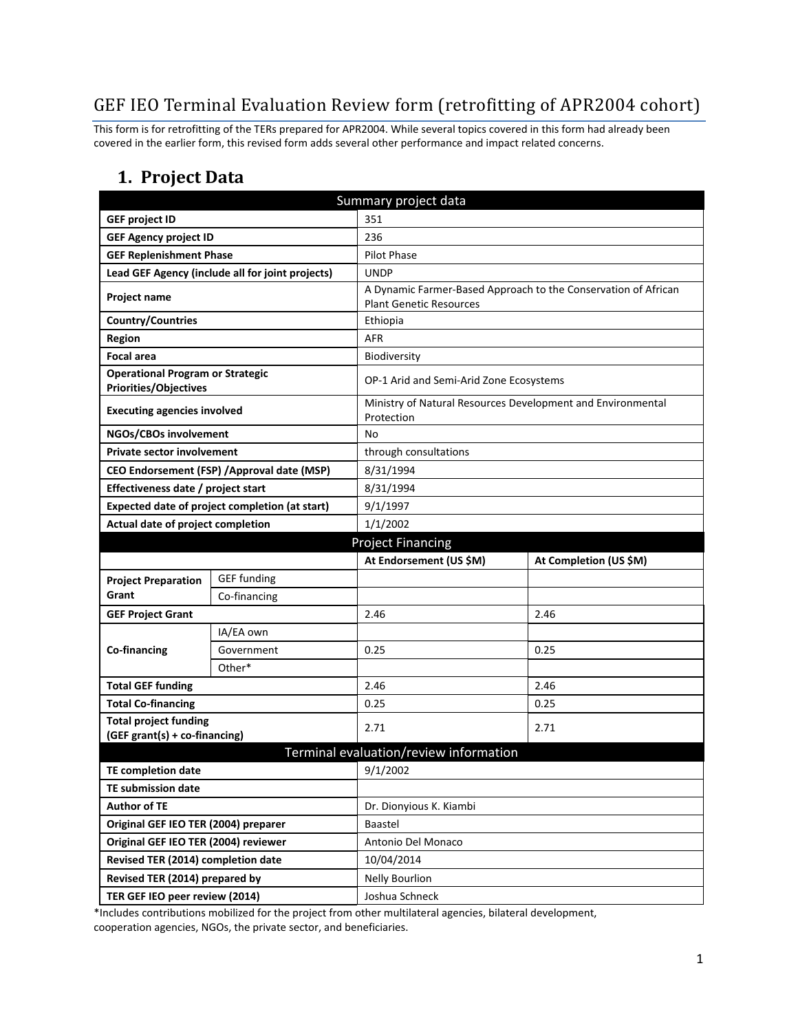# GEF IEO Terminal Evaluation Review form (retrofitting of APR2004 cohort)

This form is for retrofitting of the TERs prepared for APR2004. While several topics covered in this form had already been covered in the earlier form, this revised form adds several other performance and impact related concerns.

## 1. Project Data

| Summary project data | | | |
|---|---|---|---|
| **GEF project ID** | | 351 | |
| **GEF Agency project ID** | | 236 | |
| **GEF Replenishment Phase** | | Pilot Phase | |
| **Lead GEF Agency (include all for joint projects)** | | UNDP | |
| **Project name** | | A Dynamic Farmer-Based Approach to the Conservation of African Plant Genetic Resources | |
| **Country/Countries** | | Ethiopia | |
| **Region** | | AFR | |
| **Focal area** | | Biodiversity | |
| **Operational Program or Strategic Priorities/Objectives** | | OP-1 Arid and Semi-Arid Zone Ecosystems | |
| **Executing agencies involved** | | Ministry of Natural Resources Development and Environmental Protection | |
| **NGOs/CBOs involvement** | | No | |
| **Private sector involvement** | | through consultations | |
| **CEO Endorsement (FSP) /Approval date (MSP)** | | 8/31/1994 | |
| **Effectiveness date / project start** | | 8/31/1994 | |
| **Expected date of project completion (at start)** | | 9/1/1997 | |
| **Actual date of project completion** | | 1/1/2002 | |
| **Project Financing** | | | |
| | | **At Endorsement (US $M)** | **At Completion (US $M)** |
| **Project Preparation Grant** | GEF funding | | |
| | Co-financing | | |
| **GEF Project Grant** | | 2.46 | 2.46 |
| **Co-financing** | IA/EA own | | |
| | Government | 0.25 | 0.25 |
| | Other* | | |
| **Total GEF funding** | | 2.46 | 2.46 |
| **Total Co-financing** | | 0.25 | 0.25 |
| **Total project funding (GEF grant(s) + co-financing)** | | 2.71 | 2.71 |
| **Terminal evaluation/review information** | | | |
| **TE completion date** | | 9/1/2002 | |
| **TE submission date** | | | |
| **Author of TE** | | Dr. Dionyious K. Kiambi | |
| **Original GEF IEO TER (2004) preparer** | | Baastel | |
| **Original GEF IEO TER (2004) reviewer** | | Antonio Del Monaco | |
| **Revised TER (2014) completion date** | | 10/04/2014 | |
| **Revised TER (2014) prepared by** | | Nelly Bourlion | |
| **TER GEF IEO peer review (2014)** | | Joshua Schneck | |

*Includes contributions mobilized for the project from other multilateral agencies, bilateral development, cooperation agencies, NGOs, the private sector, and beneficiaries.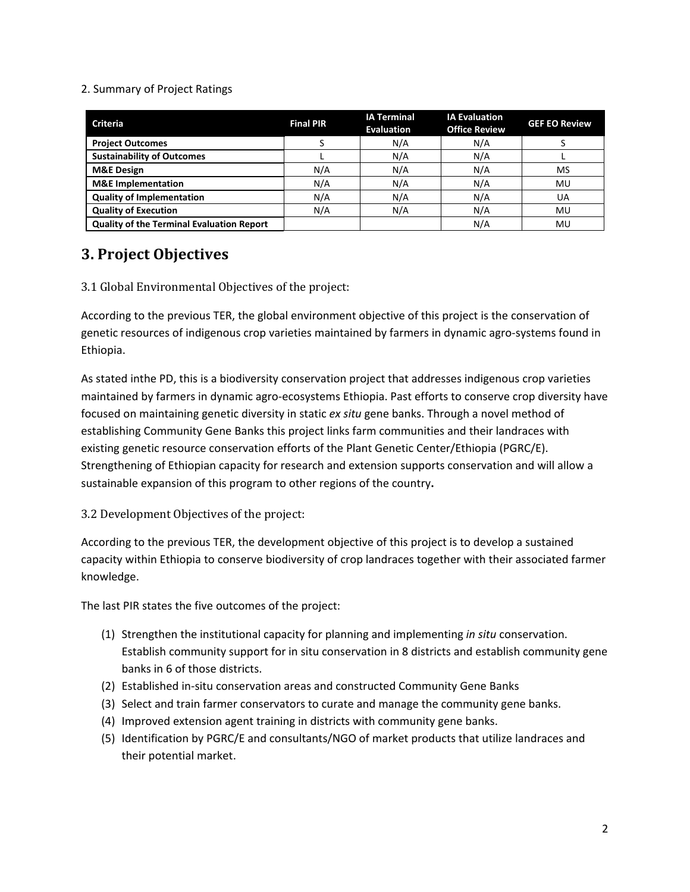2. Summary of Project Ratings

| Criteria | Final PIR | IA Terminal Evaluation | IA Evaluation Office Review | GEF EO Review |
|---|---|---|---|---|
| **Project Outcomes** | S | N/A | N/A | S |
| **Sustainability of Outcomes** | L | N/A | N/A | L |
| **M&E Design** | N/A | N/A | N/A | MS |
| **M&E Implementation** | N/A | N/A | N/A | MU |
| **Quality of Implementation** | N/A | N/A | N/A | UA |
| **Quality of Execution** | N/A | N/A | N/A | MU |
| **Quality of the Terminal Evaluation Report** | | | N/A | MU |

# 3. Project Objectives

## 3.1 Global Environmental Objectives of the project:

According to the previous TER, the global environment objective of this project is the conservation of genetic resources of indigenous crop varieties maintained by farmers in dynamic agro-systems found in Ethiopia.

As stated inthe PD, this is a biodiversity conservation project that addresses indigenous crop varieties maintained by farmers in dynamic agro-ecosystems Ethiopia. Past efforts to conserve crop diversity have focused on maintaining genetic diversity in static *ex situ* gene banks. Through a novel method of establishing Community Gene Banks this project links farm communities and their landraces with existing genetic resource conservation efforts of the Plant Genetic Center/Ethiopia (PGRC/E). Strengthening of Ethiopian capacity for research and extension supports conservation and will allow a sustainable expansion of this program to other regions of the country**.**

## 3.2 Development Objectives of the project:

According to the previous TER, the development objective of this project is to develop a sustained capacity within Ethiopia to conserve biodiversity of crop landraces together with their associated farmer knowledge.

The last PIR states the five outcomes of the project:

(1) Strengthen the institutional capacity for planning and implementing *in situ* conservation. Establish community support for in situ conservation in 8 districts and establish community gene banks in 6 of those districts.
(2) Established in-situ conservation areas and constructed Community Gene Banks
(3) Select and train farmer conservators to curate and manage the community gene banks.
(4) Improved extension agent training in districts with community gene banks.
(5) Identification by PGRC/E and consultants/NGO of market products that utilize landraces and their potential market.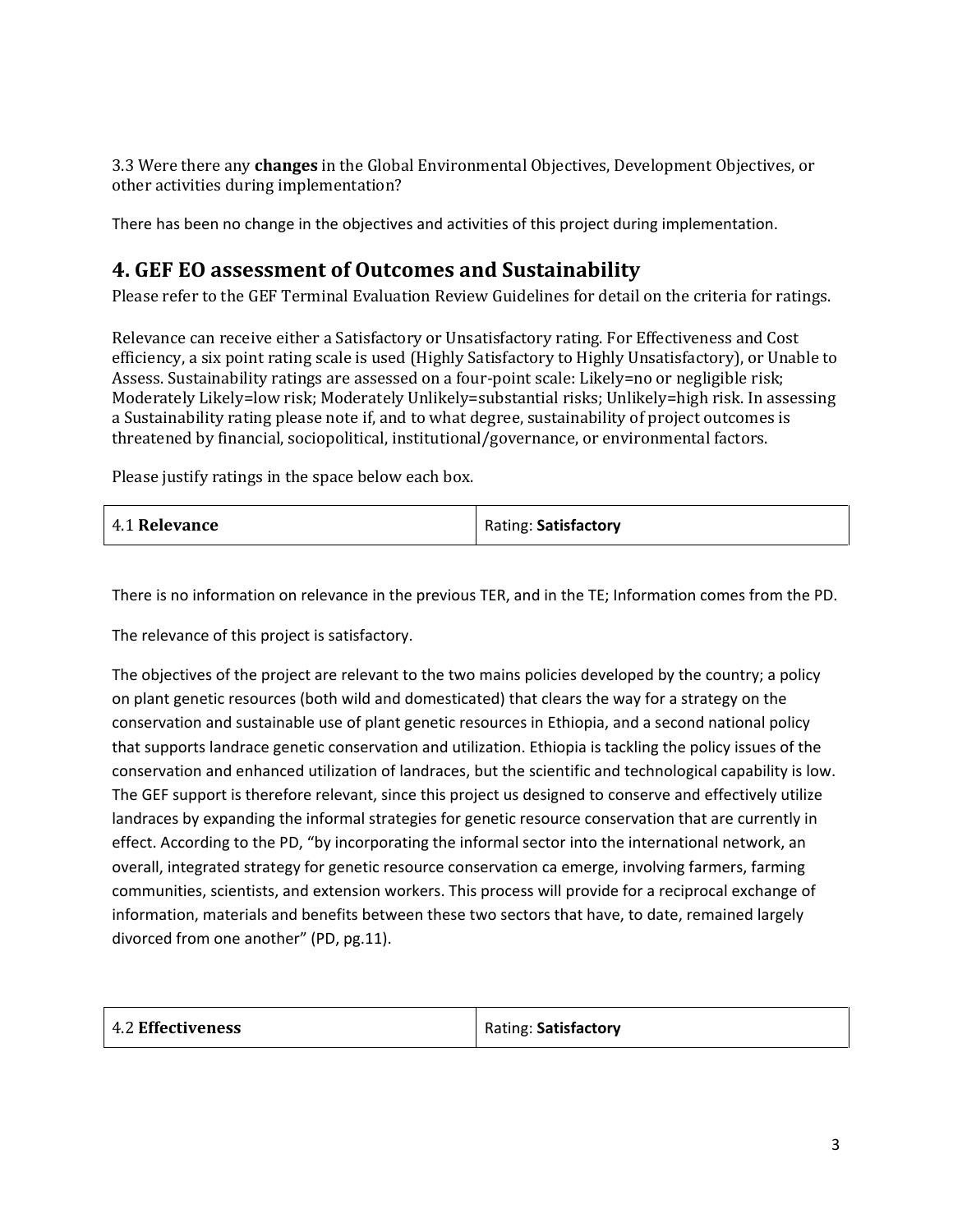3.3 Were there any **changes** in the Global Environmental Objectives, Development Objectives, or other activities during implementation?

There has been no change in the objectives and activities of this project during implementation.

## 4. GEF EO assessment of Outcomes and Sustainability

Please refer to the GEF Terminal Evaluation Review Guidelines for detail on the criteria for ratings.

Relevance can receive either a Satisfactory or Unsatisfactory rating. For Effectiveness and Cost efficiency, a six point rating scale is used (Highly Satisfactory to Highly Unsatisfactory), or Unable to Assess. Sustainability ratings are assessed on a four-point scale: Likely=no or negligible risk; Moderately Likely=low risk; Moderately Unlikely=substantial risks; Unlikely=high risk. In assessing a Sustainability rating please note if, and to what degree, sustainability of project outcomes is threatened by financial, sociopolitical, institutional/governance, or environmental factors.

Please justify ratings in the space below each box.

| 4.1 **Relevance** | Rating: **Satisfactory** |
|---|---|

There is no information on relevance in the previous TER, and in the TE; Information comes from the PD.

The relevance of this project is satisfactory.

The objectives of the project are relevant to the two mains policies developed by the country; a policy on plant genetic resources (both wild and domesticated) that clears the way for a strategy on the conservation and sustainable use of plant genetic resources in Ethiopia, and a second national policy that supports landrace genetic conservation and utilization. Ethiopia is tackling the policy issues of the conservation and enhanced utilization of landraces, but the scientific and technological capability is low. The GEF support is therefore relevant, since this project us designed to conserve and effectively utilize landraces by expanding the informal strategies for genetic resource conservation that are currently in effect. According to the PD, "by incorporating the informal sector into the international network, an overall, integrated strategy for genetic resource conservation ca emerge, involving farmers, farming communities, scientists, and extension workers. This process will provide for a reciprocal exchange of information, materials and benefits between these two sectors that have, to date, remained largely divorced from one another" (PD, pg.11).

| 4.2 **Effectiveness** | Rating: **Satisfactory** |
|---|---|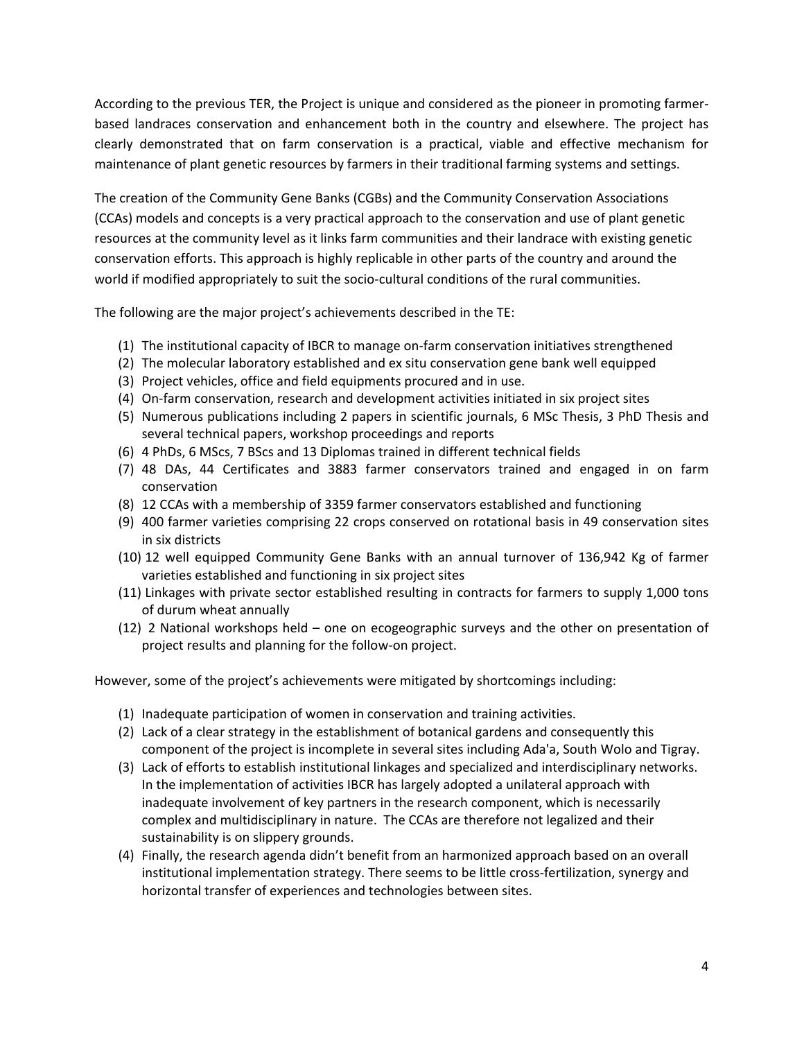According to the previous TER, the Project is unique and considered as the pioneer in promoting farmer-based landraces conservation and enhancement both in the country and elsewhere. The project has clearly demonstrated that on farm conservation is a practical, viable and effective mechanism for maintenance of plant genetic resources by farmers in their traditional farming systems and settings.

The creation of the Community Gene Banks (CGBs) and the Community Conservation Associations (CCAs) models and concepts is a very practical approach to the conservation and use of plant genetic resources at the community level as it links farm communities and their landrace with existing genetic conservation efforts. This approach is highly replicable in other parts of the country and around the world if modified appropriately to suit the socio-cultural conditions of the rural communities.

The following are the major project's achievements described in the TE:

(1) The institutional capacity of IBCR to manage on-farm conservation initiatives strengthened
(2) The molecular laboratory established and ex situ conservation gene bank well equipped
(3) Project vehicles, office and field equipments procured and in use.
(4) On-farm conservation, research and development activities initiated in six project sites
(5) Numerous publications including 2 papers in scientific journals, 6 MSc Thesis, 3 PhD Thesis and several technical papers, workshop proceedings and reports
(6) 4 PhDs, 6 MScs, 7 BScs and 13 Diplomas trained in different technical fields
(7) 48 DAs, 44 Certificates and 3883 farmer conservators trained and engaged in on farm conservation
(8) 12 CCAs with a membership of 3359 farmer conservators established and functioning
(9) 400 farmer varieties comprising 22 crops conserved on rotational basis in 49 conservation sites in six districts
(10) 12 well equipped Community Gene Banks with an annual turnover of 136,942 Kg of farmer varieties established and functioning in six project sites
(11) Linkages with private sector established resulting in contracts for farmers to supply 1,000 tons of durum wheat annually
(12) 2 National workshops held – one on ecogeographic surveys and the other on presentation of project results and planning for the follow-on project.

However, some of the project's achievements were mitigated by shortcomings including:

(1) Inadequate participation of women in conservation and training activities.
(2) Lack of a clear strategy in the establishment of botanical gardens and consequently this component of the project is incomplete in several sites including Ada'a, South Wolo and Tigray.
(3) Lack of efforts to establish institutional linkages and specialized and interdisciplinary networks. In the implementation of activities IBCR has largely adopted a unilateral approach with inadequate involvement of key partners in the research component, which is necessarily complex and multidisciplinary in nature. The CCAs are therefore not legalized and their sustainability is on slippery grounds.
(4) Finally, the research agenda didn't benefit from an harmonized approach based on an overall institutional implementation strategy. There seems to be little cross-fertilization, synergy and horizontal transfer of experiences and technologies between sites.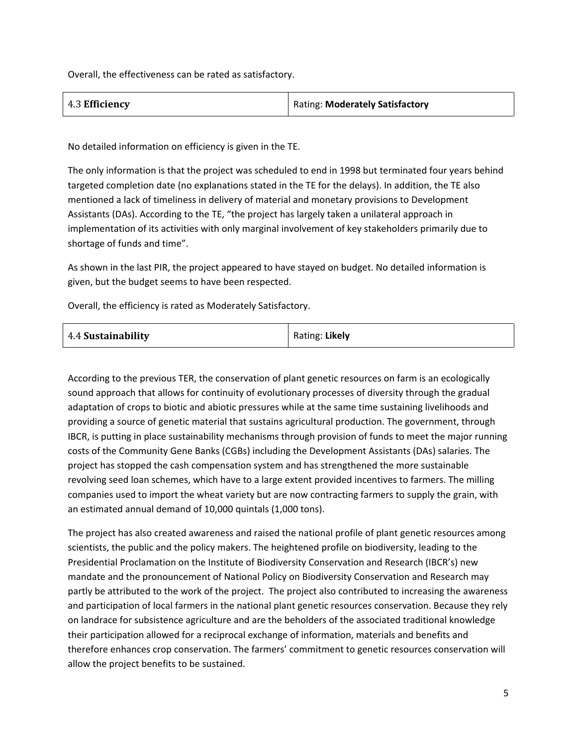Overall, the effectiveness can be rated as satisfactory.

| 4.3 **Efficiency** | Rating: **Moderately Satisfactory** |
|---|---|

No detailed information on efficiency is given in the TE.

The only information is that the project was scheduled to end in 1998 but terminated four years behind targeted completion date (no explanations stated in the TE for the delays). In addition, the TE also mentioned a lack of timeliness in delivery of material and monetary provisions to Development Assistants (DAs). According to the TE, "the project has largely taken a unilateral approach in implementation of its activities with only marginal involvement of key stakeholders primarily due to shortage of funds and time".

As shown in the last PIR, the project appeared to have stayed on budget. No detailed information is given, but the budget seems to have been respected.

Overall, the efficiency is rated as Moderately Satisfactory.

| 4.4 **Sustainability** | Rating: **Likely** |
|---|---|

According to the previous TER, the conservation of plant genetic resources on farm is an ecologically sound approach that allows for continuity of evolutionary processes of diversity through the gradual adaptation of crops to biotic and abiotic pressures while at the same time sustaining livelihoods and providing a source of genetic material that sustains agricultural production. The government, through IBCR, is putting in place sustainability mechanisms through provision of funds to meet the major running costs of the Community Gene Banks (CGBs) including the Development Assistants (DAs) salaries. The project has stopped the cash compensation system and has strengthened the more sustainable revolving seed loan schemes, which have to a large extent provided incentives to farmers. The milling companies used to import the wheat variety but are now contracting farmers to supply the grain, with an estimated annual demand of 10,000 quintals (1,000 tons).

The project has also created awareness and raised the national profile of plant genetic resources among scientists, the public and the policy makers. The heightened profile on biodiversity, leading to the Presidential Proclamation on the Institute of Biodiversity Conservation and Research (IBCR's) new mandate and the pronouncement of National Policy on Biodiversity Conservation and Research may partly be attributed to the work of the project. The project also contributed to increasing the awareness and participation of local farmers in the national plant genetic resources conservation. Because they rely on landrace for subsistence agriculture and are the beholders of the associated traditional knowledge their participation allowed for a reciprocal exchange of information, materials and benefits and therefore enhances crop conservation. The farmers' commitment to genetic resources conservation will allow the project benefits to be sustained.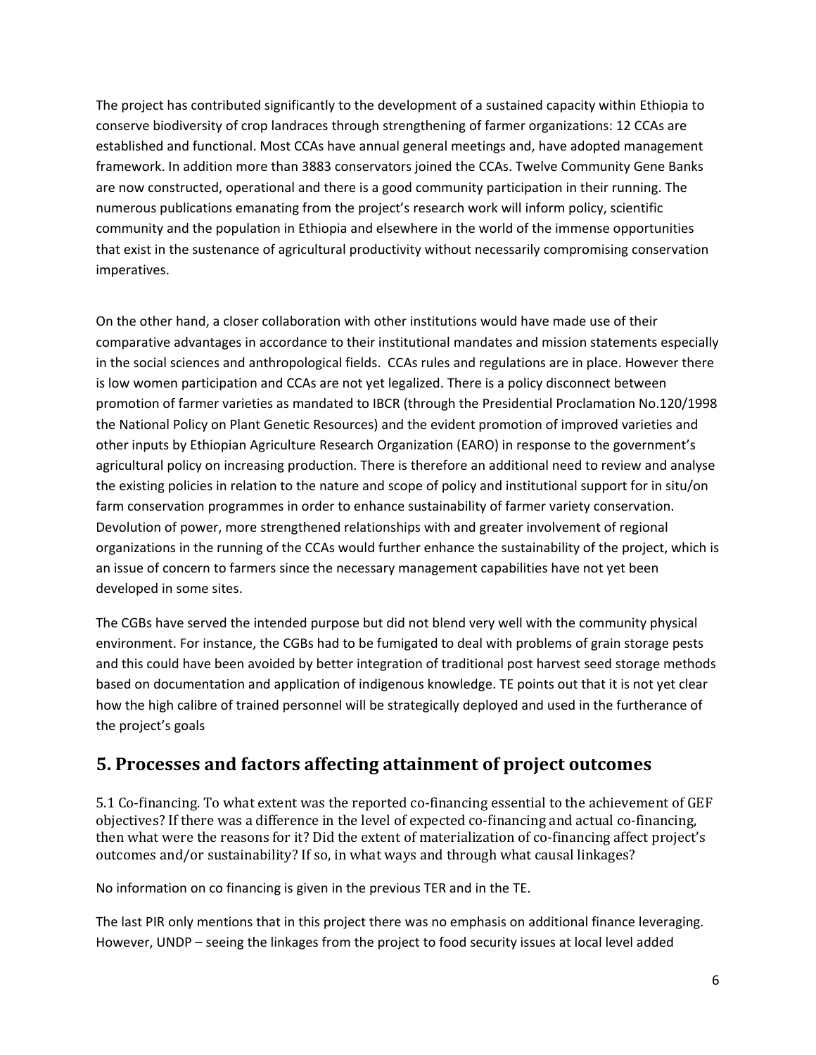The project has contributed significantly to the development of a sustained capacity within Ethiopia to conserve biodiversity of crop landraces through strengthening of farmer organizations: 12 CCAs are established and functional. Most CCAs have annual general meetings and, have adopted management framework. In addition more than 3883 conservators joined the CCAs. Twelve Community Gene Banks are now constructed, operational and there is a good community participation in their running. The numerous publications emanating from the project's research work will inform policy, scientific community and the population in Ethiopia and elsewhere in the world of the immense opportunities that exist in the sustenance of agricultural productivity without necessarily compromising conservation imperatives.

On the other hand, a closer collaboration with other institutions would have made use of their comparative advantages in accordance to their institutional mandates and mission statements especially in the social sciences and anthropological fields. CCAs rules and regulations are in place. However there is low women participation and CCAs are not yet legalized. There is a policy disconnect between promotion of farmer varieties as mandated to IBCR (through the Presidential Proclamation No.120/1998 the National Policy on Plant Genetic Resources) and the evident promotion of improved varieties and other inputs by Ethiopian Agriculture Research Organization (EARO) in response to the government's agricultural policy on increasing production. There is therefore an additional need to review and analyse the existing policies in relation to the nature and scope of policy and institutional support for in situ/on farm conservation programmes in order to enhance sustainability of farmer variety conservation. Devolution of power, more strengthened relationships with and greater involvement of regional organizations in the running of the CCAs would further enhance the sustainability of the project, which is an issue of concern to farmers since the necessary management capabilities have not yet been developed in some sites.

The CGBs have served the intended purpose but did not blend very well with the community physical environment. For instance, the CGBs had to be fumigated to deal with problems of grain storage pests and this could have been avoided by better integration of traditional post harvest seed storage methods based on documentation and application of indigenous knowledge. TE points out that it is not yet clear how the high calibre of trained personnel will be strategically deployed and used in the furtherance of the project's goals

## 5. Processes and factors affecting attainment of project outcomes

5.1 Co-financing. To what extent was the reported co-financing essential to the achievement of GEF objectives? If there was a difference in the level of expected co-financing and actual co-financing, then what were the reasons for it? Did the extent of materialization of co-financing affect project's outcomes and/or sustainability? If so, in what ways and through what causal linkages?

No information on co financing is given in the previous TER and in the TE.

The last PIR only mentions that in this project there was no emphasis on additional finance leveraging. However, UNDP – seeing the linkages from the project to food security issues at local level added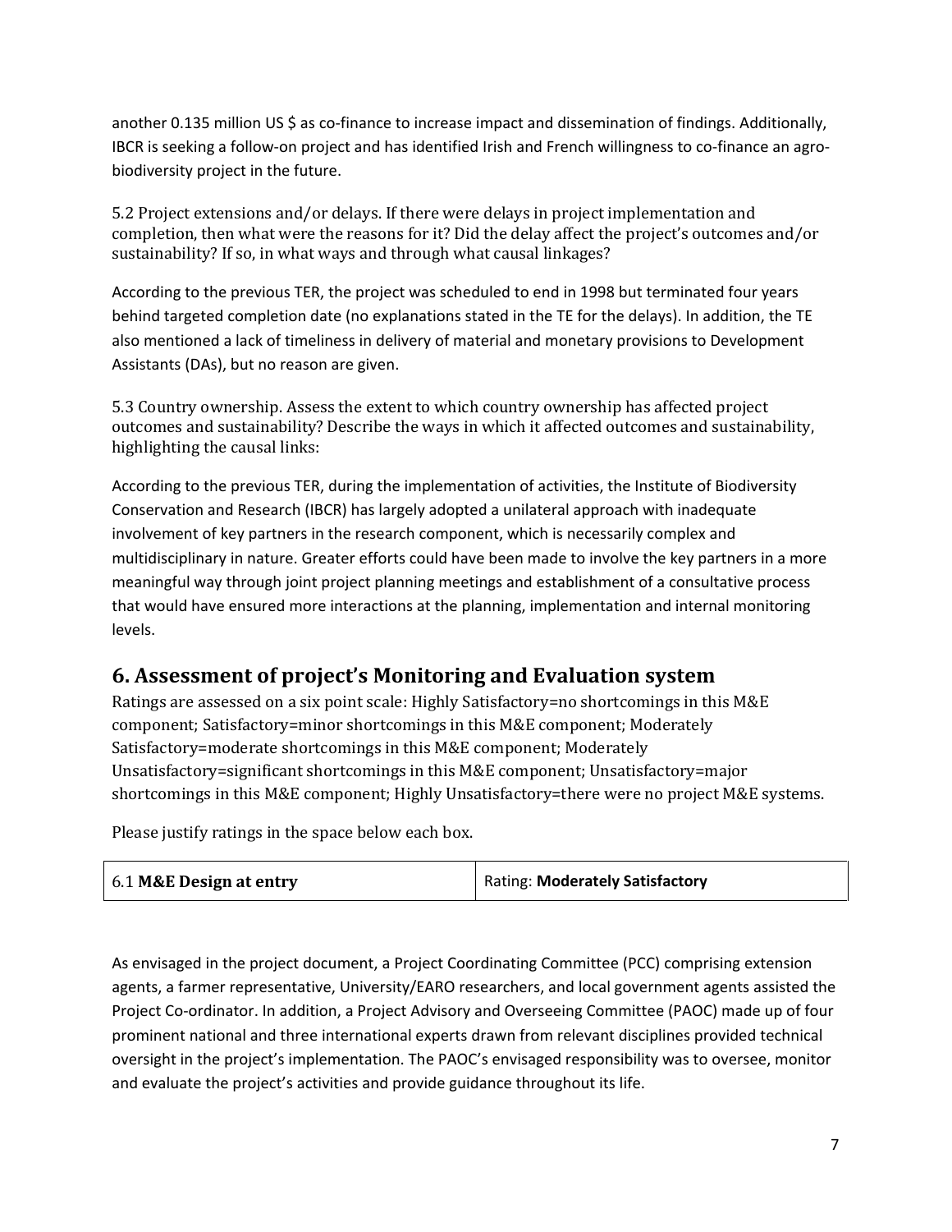another 0.135 million US $ as co-finance to increase impact and dissemination of findings. Additionally, IBCR is seeking a follow-on project and has identified Irish and French willingness to co-finance an agro-biodiversity project in the future.

5.2 Project extensions and/or delays. If there were delays in project implementation and completion, then what were the reasons for it? Did the delay affect the project's outcomes and/or sustainability? If so, in what ways and through what causal linkages?

According to the previous TER, the project was scheduled to end in 1998 but terminated four years behind targeted completion date (no explanations stated in the TE for the delays). In addition, the TE also mentioned a lack of timeliness in delivery of material and monetary provisions to Development Assistants (DAs), but no reason are given.

5.3 Country ownership. Assess the extent to which country ownership has affected project outcomes and sustainability? Describe the ways in which it affected outcomes and sustainability, highlighting the causal links:

According to the previous TER, during the implementation of activities, the Institute of Biodiversity Conservation and Research (IBCR) has largely adopted a unilateral approach with inadequate involvement of key partners in the research component, which is necessarily complex and multidisciplinary in nature. Greater efforts could have been made to involve the key partners in a more meaningful way through joint project planning meetings and establishment of a consultative process that would have ensured more interactions at the planning, implementation and internal monitoring levels.

## 6. Assessment of project's Monitoring and Evaluation system

Ratings are assessed on a six point scale: Highly Satisfactory=no shortcomings in this M&E component; Satisfactory=minor shortcomings in this M&E component; Moderately Satisfactory=moderate shortcomings in this M&E component; Moderately Unsatisfactory=significant shortcomings in this M&E component; Unsatisfactory=major shortcomings in this M&E component; Highly Unsatisfactory=there were no project M&E systems.

Please justify ratings in the space below each box.

| 6.1 **M&E Design at entry** | Rating: **Moderately Satisfactory** |
|---|---|

As envisaged in the project document, a Project Coordinating Committee (PCC) comprising extension agents, a farmer representative, University/EARO researchers, and local government agents assisted the Project Co-ordinator. In addition, a Project Advisory and Overseeing Committee (PAOC) made up of four prominent national and three international experts drawn from relevant disciplines provided technical oversight in the project's implementation. The PAOC's envisaged responsibility was to oversee, monitor and evaluate the project's activities and provide guidance throughout its life.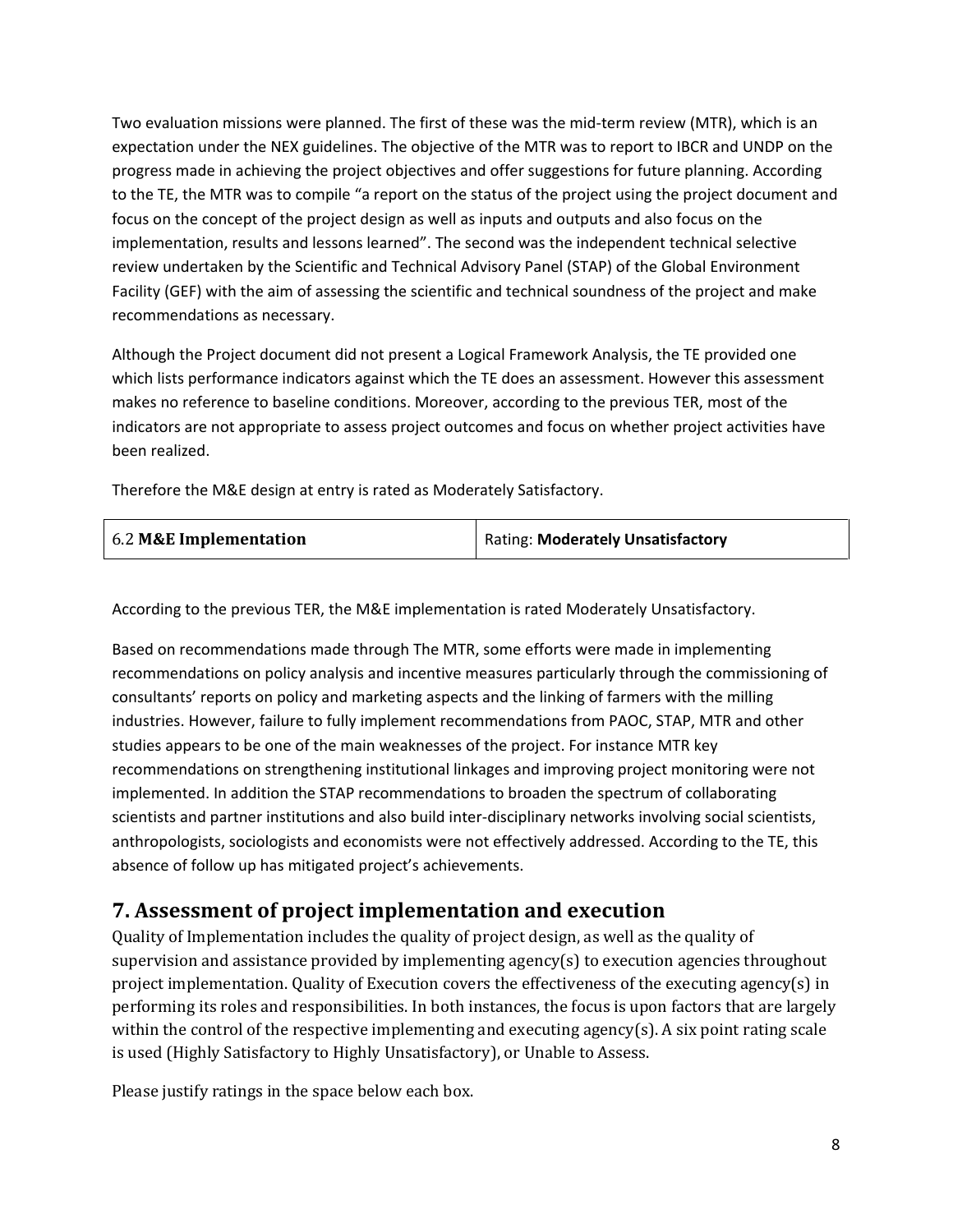Two evaluation missions were planned. The first of these was the mid-term review (MTR), which is an expectation under the NEX guidelines. The objective of the MTR was to report to IBCR and UNDP on the progress made in achieving the project objectives and offer suggestions for future planning. According to the TE, the MTR was to compile "a report on the status of the project using the project document and focus on the concept of the project design as well as inputs and outputs and also focus on the implementation, results and lessons learned". The second was the independent technical selective review undertaken by the Scientific and Technical Advisory Panel (STAP) of the Global Environment Facility (GEF) with the aim of assessing the scientific and technical soundness of the project and make recommendations as necessary.

Although the Project document did not present a Logical Framework Analysis, the TE provided one which lists performance indicators against which the TE does an assessment. However this assessment makes no reference to baseline conditions. Moreover, according to the previous TER, most of the indicators are not appropriate to assess project outcomes and focus on whether project activities have been realized.

Therefore the M&E design at entry is rated as Moderately Satisfactory.

| 6.2 **M&E Implementation** | Rating: **Moderately Unsatisfactory** |
|---|---|

According to the previous TER, the M&E implementation is rated Moderately Unsatisfactory.

Based on recommendations made through The MTR, some efforts were made in implementing recommendations on policy analysis and incentive measures particularly through the commissioning of consultants' reports on policy and marketing aspects and the linking of farmers with the milling industries. However, failure to fully implement recommendations from PAOC, STAP, MTR and other studies appears to be one of the main weaknesses of the project. For instance MTR key recommendations on strengthening institutional linkages and improving project monitoring were not implemented. In addition the STAP recommendations to broaden the spectrum of collaborating scientists and partner institutions and also build inter-disciplinary networks involving social scientists, anthropologists, sociologists and economists were not effectively addressed. According to the TE, this absence of follow up has mitigated project's achievements.

# 7. Assessment of project implementation and execution

Quality of Implementation includes the quality of project design, as well as the quality of supervision and assistance provided by implementing agency(s) to execution agencies throughout project implementation. Quality of Execution covers the effectiveness of the executing agency(s) in performing its roles and responsibilities. In both instances, the focus is upon factors that are largely within the control of the respective implementing and executing agency(s). A six point rating scale is used (Highly Satisfactory to Highly Unsatisfactory), or Unable to Assess.

Please justify ratings in the space below each box.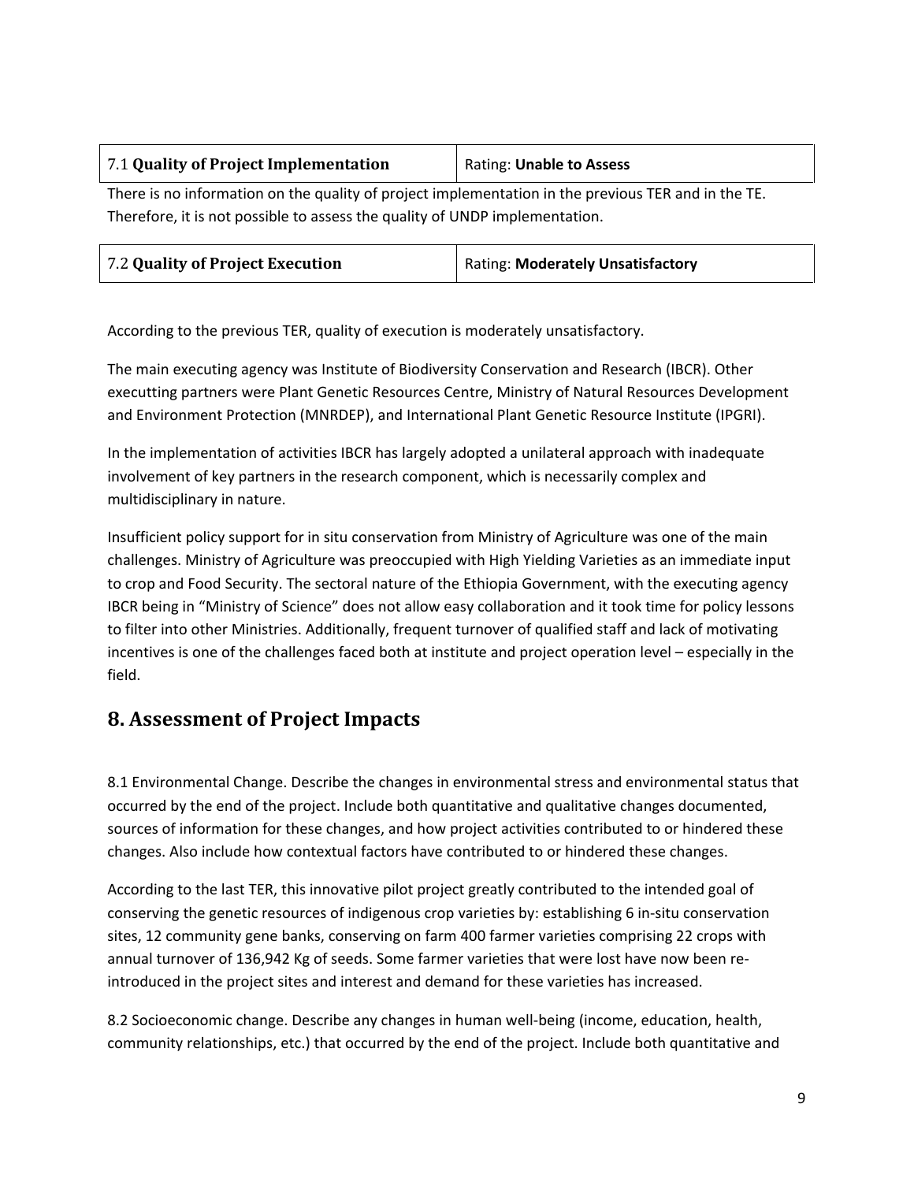| 7.1 **Quality of Project Implementation** | Rating: **Unable to Assess** |
|---|---|

There is no information on the quality of project implementation in the previous TER and in the TE. Therefore, it is not possible to assess the quality of UNDP implementation.

| 7.2 **Quality of Project Execution** | Rating: **Moderately Unsatisfactory** |
|---|---|

According to the previous TER, quality of execution is moderately unsatisfactory.

The main executing agency was Institute of Biodiversity Conservation and Research (IBCR). Other executting partners were Plant Genetic Resources Centre, Ministry of Natural Resources Development and Environment Protection (MNRDEP), and International Plant Genetic Resource Institute (IPGRI).

In the implementation of activities IBCR has largely adopted a unilateral approach with inadequate involvement of key partners in the research component, which is necessarily complex and multidisciplinary in nature.

Insufficient policy support for in situ conservation from Ministry of Agriculture was one of the main challenges. Ministry of Agriculture was preoccupied with High Yielding Varieties as an immediate input to crop and Food Security. The sectoral nature of the Ethiopia Government, with the executing agency IBCR being in "Ministry of Science" does not allow easy collaboration and it took time for policy lessons to filter into other Ministries. Additionally, frequent turnover of qualified staff and lack of motivating incentives is one of the challenges faced both at institute and project operation level – especially in the field.

## 8. Assessment of Project Impacts

8.1 Environmental Change. Describe the changes in environmental stress and environmental status that occurred by the end of the project. Include both quantitative and qualitative changes documented, sources of information for these changes, and how project activities contributed to or hindered these changes. Also include how contextual factors have contributed to or hindered these changes.

According to the last TER, this innovative pilot project greatly contributed to the intended goal of conserving the genetic resources of indigenous crop varieties by: establishing 6 in-situ conservation sites, 12 community gene banks, conserving on farm 400 farmer varieties comprising 22 crops with annual turnover of 136,942 Kg of seeds. Some farmer varieties that were lost have now been re-introduced in the project sites and interest and demand for these varieties has increased.

8.2 Socioeconomic change. Describe any changes in human well-being (income, education, health, community relationships, etc.) that occurred by the end of the project. Include both quantitative and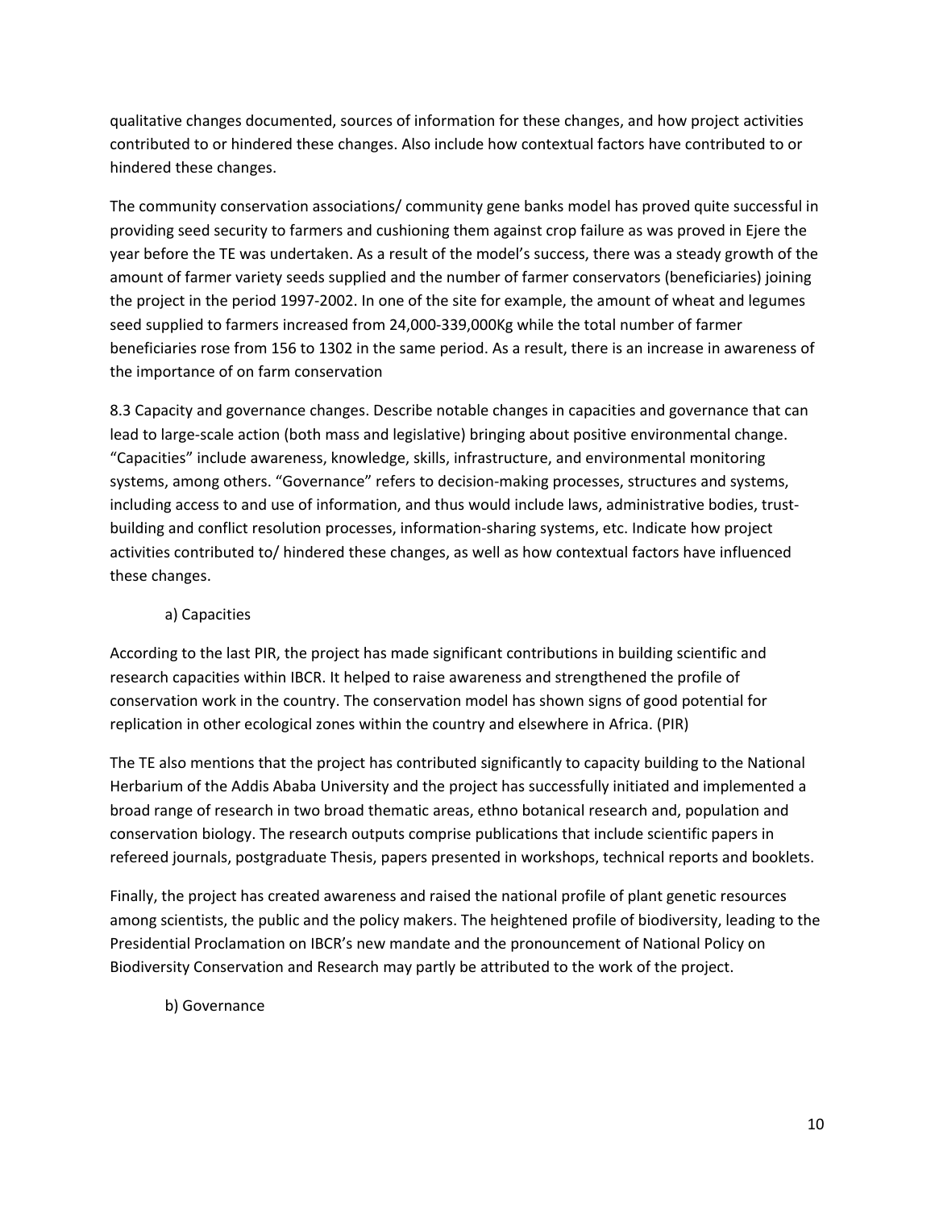qualitative changes documented, sources of information for these changes, and how project activities contributed to or hindered these changes. Also include how contextual factors have contributed to or hindered these changes.

The community conservation associations/ community gene banks model has proved quite successful in providing seed security to farmers and cushioning them against crop failure as was proved in Ejere the year before the TE was undertaken. As a result of the model's success, there was a steady growth of the amount of farmer variety seeds supplied and the number of farmer conservators (beneficiaries) joining the project in the period 1997-2002. In one of the site for example, the amount of wheat and legumes seed supplied to farmers increased from 24,000-339,000Kg while the total number of farmer beneficiaries rose from 156 to 1302 in the same period. As a result, there is an increase in awareness of the importance of on farm conservation

8.3 Capacity and governance changes. Describe notable changes in capacities and governance that can lead to large-scale action (both mass and legislative) bringing about positive environmental change. "Capacities" include awareness, knowledge, skills, infrastructure, and environmental monitoring systems, among others. "Governance" refers to decision-making processes, structures and systems, including access to and use of information, and thus would include laws, administrative bodies, trust-building and conflict resolution processes, information-sharing systems, etc. Indicate how project activities contributed to/ hindered these changes, as well as how contextual factors have influenced these changes.

a) Capacities

According to the last PIR, the project has made significant contributions in building scientific and research capacities within IBCR. It helped to raise awareness and strengthened the profile of conservation work in the country. The conservation model has shown signs of good potential for replication in other ecological zones within the country and elsewhere in Africa. (PIR)

The TE also mentions that the project has contributed significantly to capacity building to the National Herbarium of the Addis Ababa University and the project has successfully initiated and implemented a broad range of research in two broad thematic areas, ethno botanical research and, population and conservation biology. The research outputs comprise publications that include scientific papers in refereed journals, postgraduate Thesis, papers presented in workshops, technical reports and booklets.

Finally, the project has created awareness and raised the national profile of plant genetic resources among scientists, the public and the policy makers. The heightened profile of biodiversity, leading to the Presidential Proclamation on IBCR's new mandate and the pronouncement of National Policy on Biodiversity Conservation and Research may partly be attributed to the work of the project.

b) Governance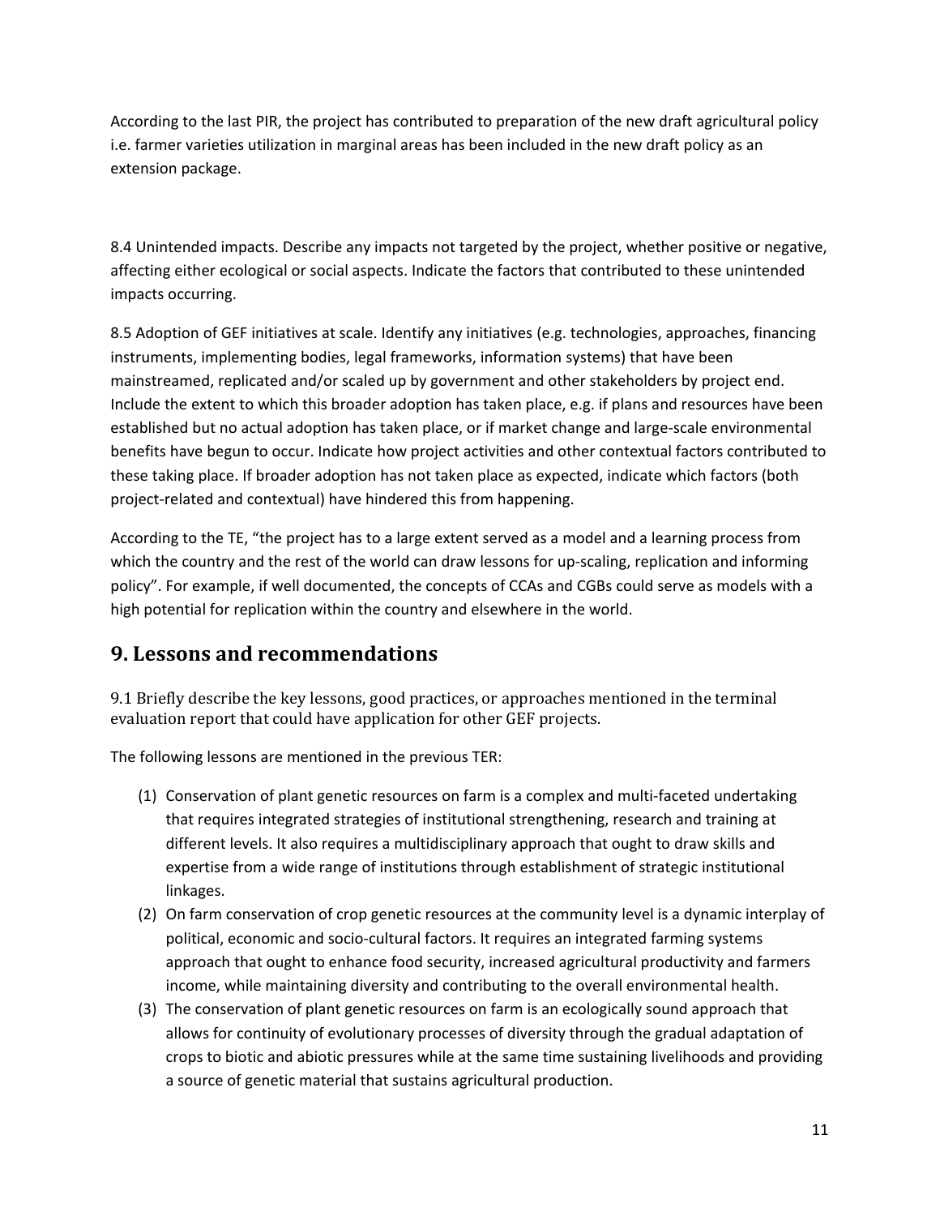According to the last PIR, the project has contributed to preparation of the new draft agricultural policy i.e. farmer varieties utilization in marginal areas has been included in the new draft policy as an extension package.

8.4 Unintended impacts. Describe any impacts not targeted by the project, whether positive or negative, affecting either ecological or social aspects. Indicate the factors that contributed to these unintended impacts occurring.

8.5 Adoption of GEF initiatives at scale. Identify any initiatives (e.g. technologies, approaches, financing instruments, implementing bodies, legal frameworks, information systems) that have been mainstreamed, replicated and/or scaled up by government and other stakeholders by project end. Include the extent to which this broader adoption has taken place, e.g. if plans and resources have been established but no actual adoption has taken place, or if market change and large-scale environmental benefits have begun to occur. Indicate how project activities and other contextual factors contributed to these taking place. If broader adoption has not taken place as expected, indicate which factors (both project-related and contextual) have hindered this from happening.

According to the TE, "the project has to a large extent served as a model and a learning process from which the country and the rest of the world can draw lessons for up-scaling, replication and informing policy". For example, if well documented, the concepts of CCAs and CGBs could serve as models with a high potential for replication within the country and elsewhere in the world.

## 9. Lessons and recommendations

9.1 Briefly describe the key lessons, good practices, or approaches mentioned in the terminal evaluation report that could have application for other GEF projects.

The following lessons are mentioned in the previous TER:

(1) Conservation of plant genetic resources on farm is a complex and multi-faceted undertaking that requires integrated strategies of institutional strengthening, research and training at different levels. It also requires a multidisciplinary approach that ought to draw skills and expertise from a wide range of institutions through establishment of strategic institutional linkages.
(2) On farm conservation of crop genetic resources at the community level is a dynamic interplay of political, economic and socio-cultural factors. It requires an integrated farming systems approach that ought to enhance food security, increased agricultural productivity and farmers income, while maintaining diversity and contributing to the overall environmental health.
(3) The conservation of plant genetic resources on farm is an ecologically sound approach that allows for continuity of evolutionary processes of diversity through the gradual adaptation of crops to biotic and abiotic pressures while at the same time sustaining livelihoods and providing a source of genetic material that sustains agricultural production.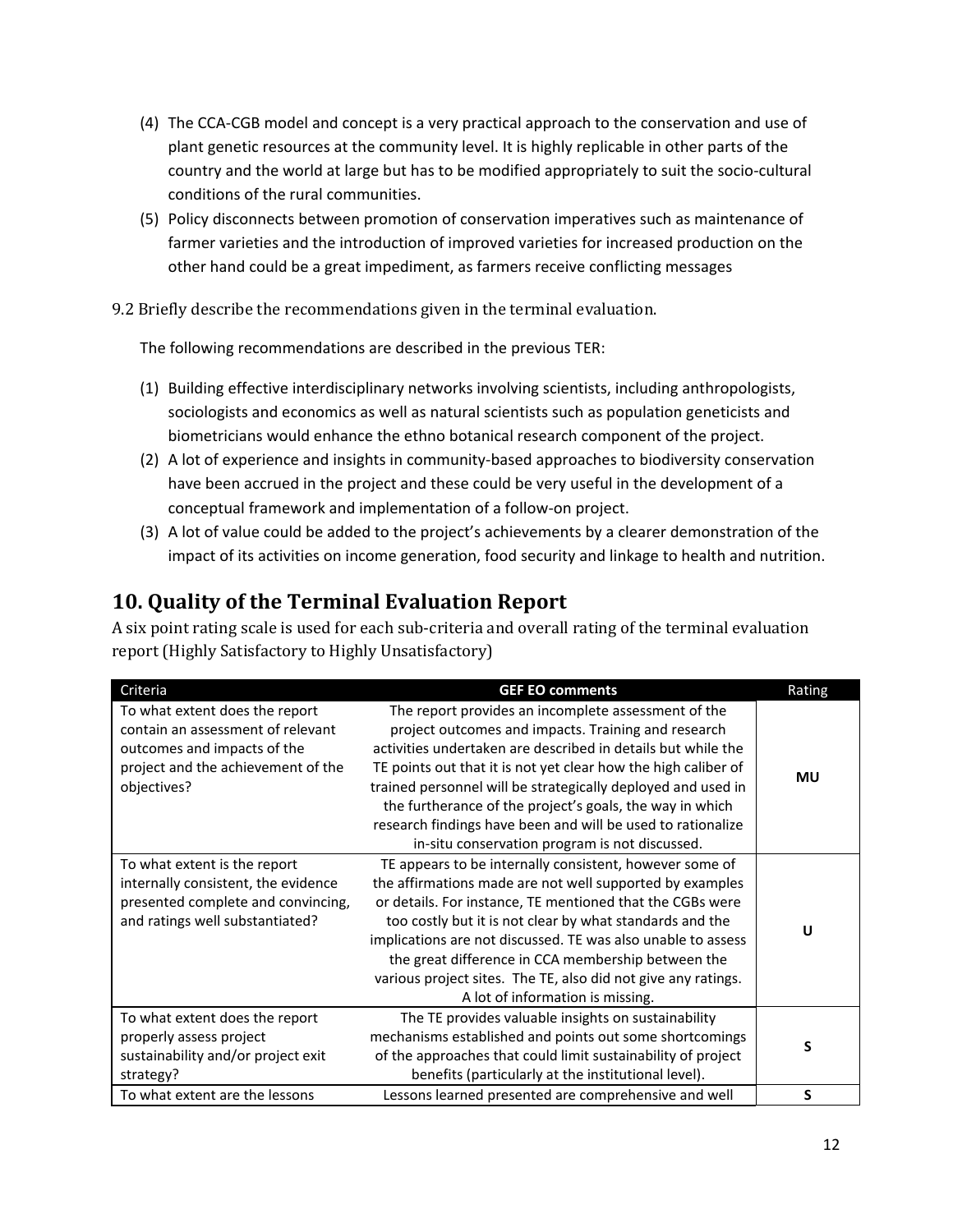(4) The CCA-CGB model and concept is a very practical approach to the conservation and use of plant genetic resources at the community level. It is highly replicable in other parts of the country and the world at large but has to be modified appropriately to suit the socio-cultural conditions of the rural communities.

(5) Policy disconnects between promotion of conservation imperatives such as maintenance of farmer varieties and the introduction of improved varieties for increased production on the other hand could be a great impediment, as farmers receive conflicting messages

9.2 Briefly describe the recommendations given in the terminal evaluation.

The following recommendations are described in the previous TER:

(1) Building effective interdisciplinary networks involving scientists, including anthropologists, sociologists and economics as well as natural scientists such as population geneticists and biometricians would enhance the ethno botanical research component of the project.

(2) A lot of experience and insights in community-based approaches to biodiversity conservation have been accrued in the project and these could be very useful in the development of a conceptual framework and implementation of a follow-on project.

(3) A lot of value could be added to the project's achievements by a clearer demonstration of the impact of its activities on income generation, food security and linkage to health and nutrition.

## 10. Quality of the Terminal Evaluation Report

A six point rating scale is used for each sub-criteria and overall rating of the terminal evaluation report (Highly Satisfactory to Highly Unsatisfactory)

| Criteria | GEF EO comments | Rating |
|---|---|---|
| To what extent does the report contain an assessment of relevant outcomes and impacts of the project and the achievement of the objectives? | The report provides an incomplete assessment of the project outcomes and impacts. Training and research activities undertaken are described in details but while the TE points out that it is not yet clear how the high caliber of trained personnel will be strategically deployed and used in the furtherance of the project's goals, the way in which research findings have been and will be used to rationalize in-situ conservation program is not discussed. | **MU** |
| To what extent is the report internally consistent, the evidence presented complete and convincing, and ratings well substantiated? | TE appears to be internally consistent, however some of the affirmations made are not well supported by examples or details. For instance, TE mentioned that the CGBs were too costly but it is not clear by what standards and the implications are not discussed. TE was also unable to assess the great difference in CCA membership between the various project sites. The TE, also did not give any ratings. A lot of information is missing. | **U** |
| To what extent does the report properly assess project sustainability and/or project exit strategy? | The TE provides valuable insights on sustainability mechanisms established and points out some shortcomings of the approaches that could limit sustainability of project benefits (particularly at the institutional level). | **S** |
| To what extent are the lessons | Lessons learned presented are comprehensive and well | **S** |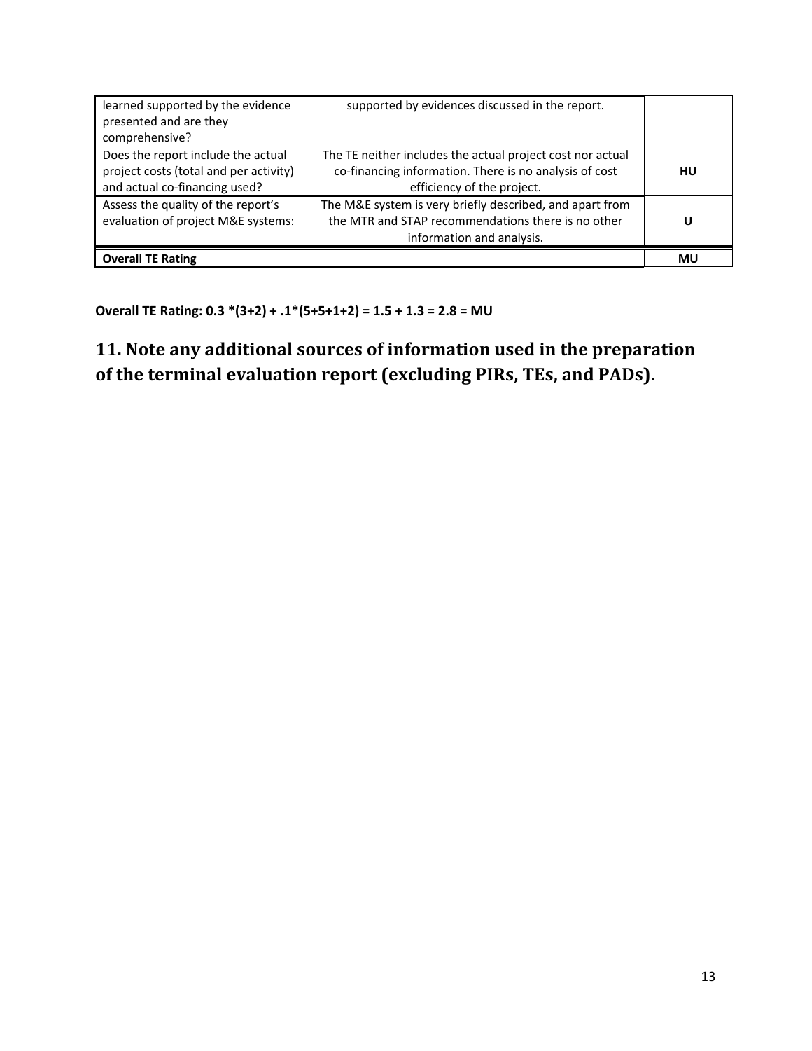| | | |
|---|---|---|
| learned supported by the evidence presented and are they comprehensive? | supported by evidences discussed in the report. | |
| Does the report include the actual project costs (total and per activity) and actual co-financing used? | The TE neither includes the actual project cost nor actual co-financing information. There is no analysis of cost efficiency of the project. | **HU** |
| Assess the quality of the report's evaluation of project M&E systems: | The M&E system is very briefly described, and apart from the MTR and STAP recommendations there is no other information and analysis. | **U** |
| **Overall TE Rating** | | **MU** |

**Overall TE Rating: 0.3 *(3+2) + .1*(5+5+1+2) = 1.5 + 1.3 = 2.8 = MU**

## 11. Note any additional sources of information used in the preparation of the terminal evaluation report (excluding PIRs, TEs, and PADs).